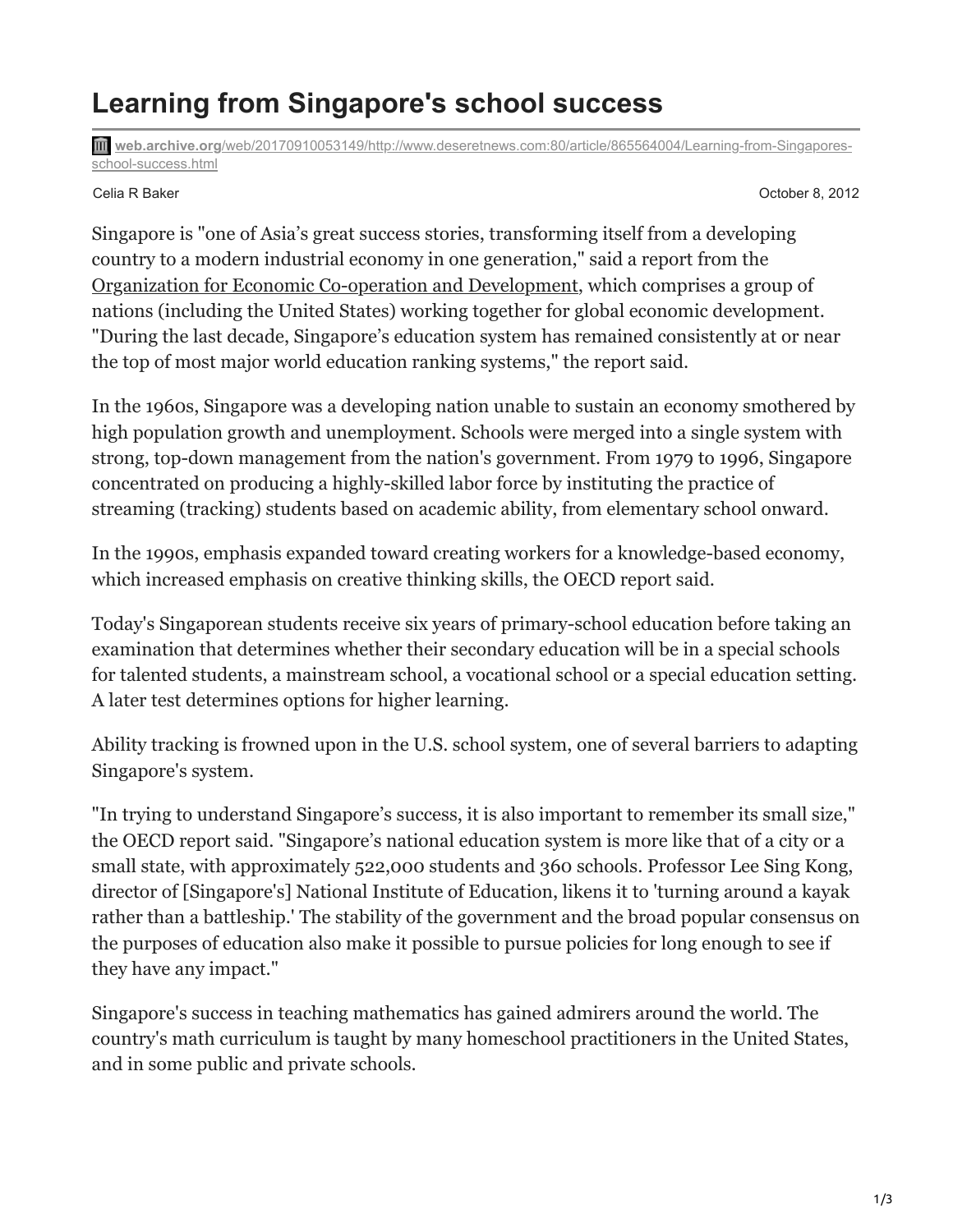# Learning from Singapore's school success

web.archive.org/web/20170910053149/http://www.deseretnews.com:80/article/865564004/Learning-from-Singapores-school-success.html

Celia R Baker

October 8, 2012

Singapore is "one of Asia's great success stories, transforming itself from a developing country to a modern industrial economy in one generation," said a report from the Organization for Economic Co-operation and Development, which comprises a group of nations (including the United States) working together for global economic development. "During the last decade, Singapore's education system has remained consistently at or near the top of most major world education ranking systems," the report said.

In the 1960s, Singapore was a developing nation unable to sustain an economy smothered by high population growth and unemployment. Schools were merged into a single system with strong, top-down management from the nation's government. From 1979 to 1996, Singapore concentrated on producing a highly-skilled labor force by instituting the practice of streaming (tracking) students based on academic ability, from elementary school onward.

In the 1990s, emphasis expanded toward creating workers for a knowledge-based economy, which increased emphasis on creative thinking skills, the OECD report said.

Today's Singaporean students receive six years of primary-school education before taking an examination that determines whether their secondary education will be in a special schools for talented students, a mainstream school, a vocational school or a special education setting. A later test determines options for higher learning.

Ability tracking is frowned upon in the U.S. school system, one of several barriers to adapting Singapore's system.

"In trying to understand Singapore's success, it is also important to remember its small size," the OECD report said. "Singapore's national education system is more like that of a city or a small state, with approximately 522,000 students and 360 schools. Professor Lee Sing Kong, director of [Singapore's] National Institute of Education, likens it to 'turning around a kayak rather than a battleship.' The stability of the government and the broad popular consensus on the purposes of education also make it possible to pursue policies for long enough to see if they have any impact."

Singapore's success in teaching mathematics has gained admirers around the world. The country's math curriculum is taught by many homeschool practitioners in the United States, and in some public and private schools.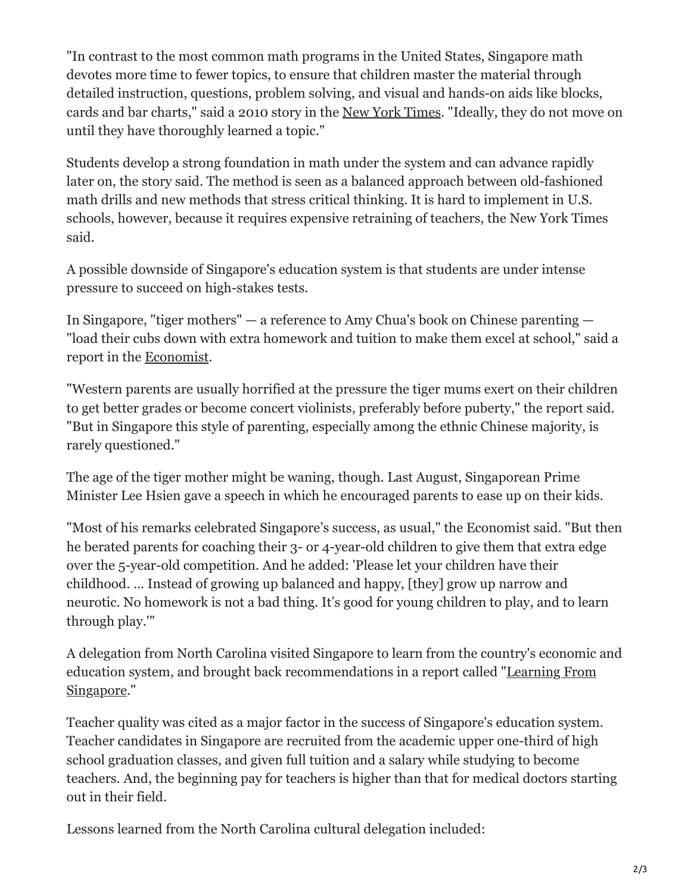"In contrast to the most common math programs in the United States, Singapore math devotes more time to fewer topics, to ensure that children master the material through detailed instruction, questions, problem solving, and visual and hands-on aids like blocks, cards and bar charts," said a 2010 story in the New York Times. "Ideally, they do not move on until they have thoroughly learned a topic."

Students develop a strong foundation in math under the system and can advance rapidly later on, the story said. The method is seen as a balanced approach between old-fashioned math drills and new methods that stress critical thinking. It is hard to implement in U.S. schools, however, because it requires expensive retraining of teachers, the New York Times said.

A possible downside of Singapore's education system is that students are under intense pressure to succeed on high-stakes tests.

In Singapore, "tiger mothers" — a reference to Amy Chua's book on Chinese parenting — "load their cubs down with extra homework and tuition to make them excel at school," said a report in the Economist.

"Western parents are usually horrified at the pressure the tiger mums exert on their children to get better grades or become concert violinists, preferably before puberty," the report said. "But in Singapore this style of parenting, especially among the ethnic Chinese majority, is rarely questioned."

The age of the tiger mother might be waning, though. Last August, Singaporean Prime Minister Lee Hsien gave a speech in which he encouraged parents to ease up on their kids.

"Most of his remarks celebrated Singapore's success, as usual," the Economist said. "But then he berated parents for coaching their 3- or 4-year-old children to give them that extra edge over the 5-year-old competition. And he added: 'Please let your children have their childhood. … Instead of growing up balanced and happy, [they] grow up narrow and neurotic. No homework is not a bad thing. It's good for young children to play, and to learn through play.'"

A delegation from North Carolina visited Singapore to learn from the country's economic and education system, and brought back recommendations in a report called "Learning From Singapore."

Teacher quality was cited as a major factor in the success of Singapore's education system. Teacher candidates in Singapore are recruited from the academic upper one-third of high school graduation classes, and given full tuition and a salary while studying to become teachers. And, the beginning pay for teachers is higher than that for medical doctors starting out in their field.

Lessons learned from the North Carolina cultural delegation included: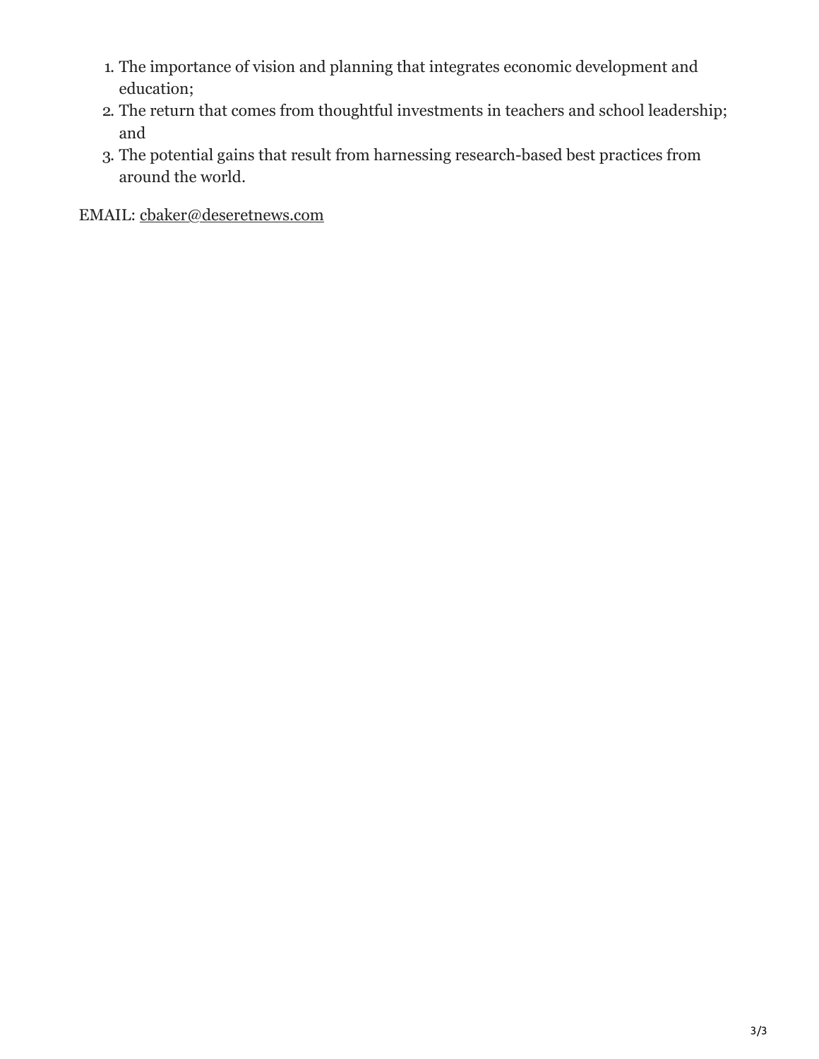1. The importance of vision and planning that integrates economic development and education;
2. The return that comes from thoughtful investments in teachers and school leadership; and
3. The potential gains that result from harnessing research-based best practices from around the world.

EMAIL: cbaker@deseretnews.com